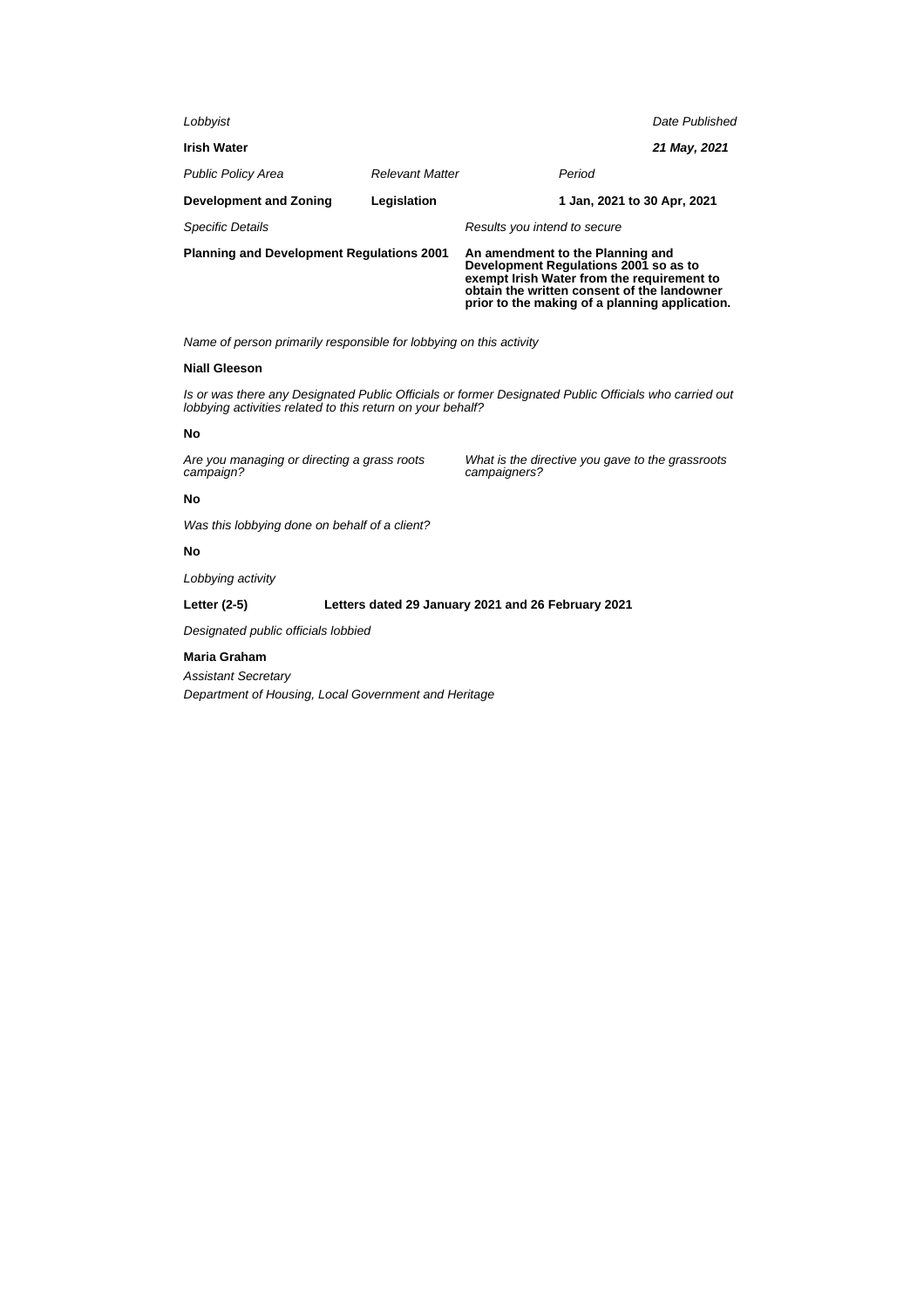*Lobbyist*

**Irish Water**

*Date Published*

***21 May, 2021***

| *Public Policy Area* | *Relevant Matter* | *Period* |
| --- | --- | --- |
| **Development and Zoning** | **Legislation** | **1 Jan, 2021 to 30 Apr, 2021** |

| *Specific Details* | *Results you intend to secure* |
| --- | --- |
| **Planning and Development Regulations 2001** | **An amendment to the Planning and Development Regulations 2001 so as to exempt Irish Water from the requirement to obtain the written consent of the landowner prior to the making of a planning application.** |

*Name of person primarily responsible for lobbying on this activity*

**Niall Gleeson**

*Is or was there any Designated Public Officials or former Designated Public Officials who carried out lobbying activities related to this return on your behalf?*

**No**

*Are you managing or directing a grass roots campaign?*

*What is the directive you gave to the grassroots campaigners?*

**No**

*Was this lobbying done on behalf of a client?*

**No**

*Lobbying activity*

**Letter (2-5)** **Letters dated 29 January 2021 and 26 February 2021**

*Designated public officials lobbied*

**Maria Graham**

*Assistant Secretary*

*Department of Housing, Local Government and Heritage*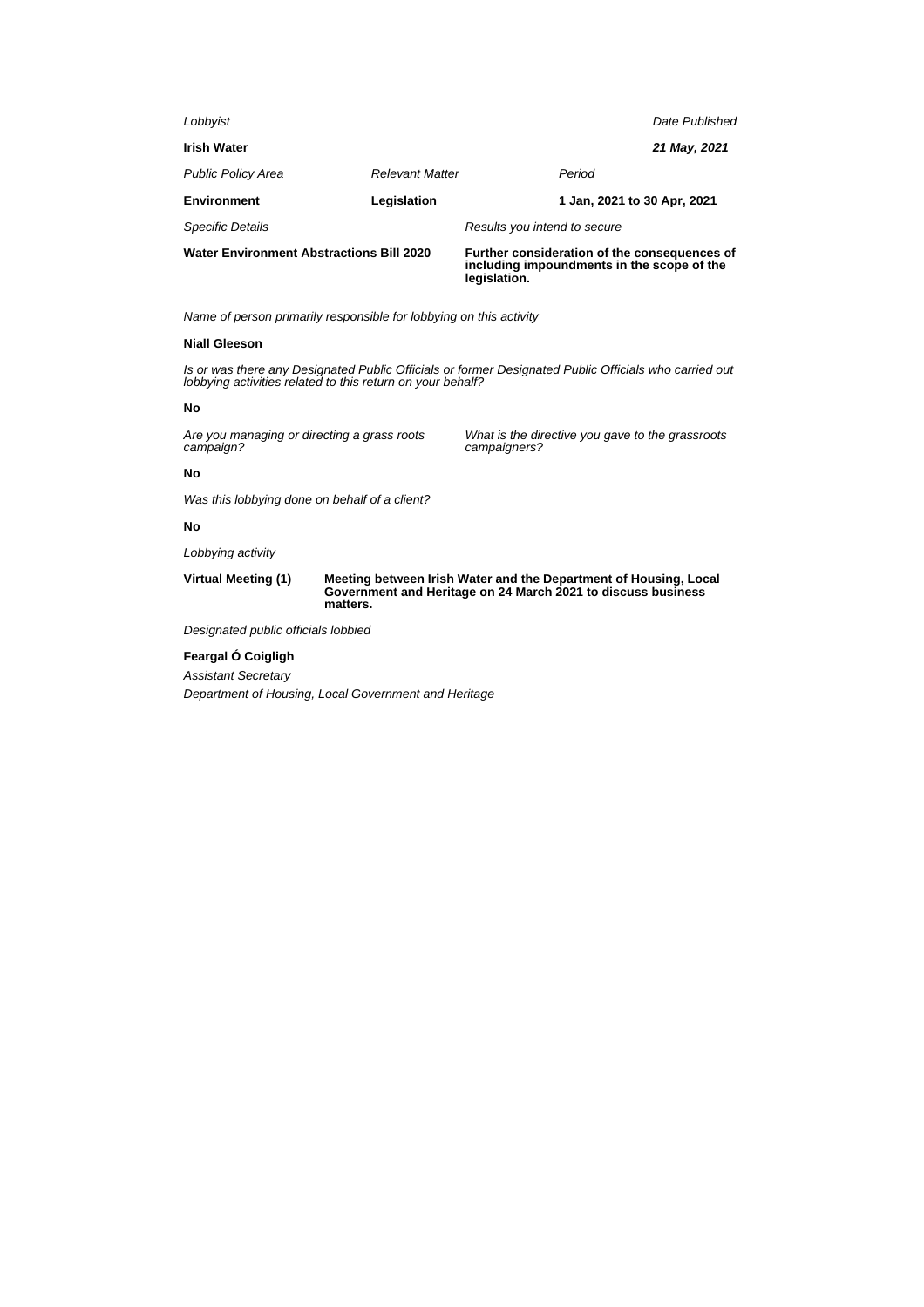*Lobbyist*

**Irish Water**

*Date Published*

***21 May, 2021***

*Public Policy Area*

**Environment**

*Relevant Matter*

**Legislation**

*Period*

**1 Jan, 2021 to 30 Apr, 2021**

*Specific Details*

**Water Environment Abstractions Bill 2020**

*Results you intend to secure*

**Further consideration of the consequences of including impoundments in the scope of the legislation.**

*Name of person primarily responsible for lobbying on this activity*

**Niall Gleeson**

*Is or was there any Designated Public Officials or former Designated Public Officials who carried out lobbying activities related to this return on your behalf?*

**No**

*Are you managing or directing a grass roots campaign?*

**No**

*What is the directive you gave to the grassroots campaigners?*

*Was this lobbying done on behalf of a client?*

**No**

*Lobbying activity*

**Virtual Meeting (1)** — **Meeting between Irish Water and the Department of Housing, Local Government and Heritage on 24 March 2021 to discuss business matters.**

*Designated public officials lobbied*

**Feargal Ó Coigligh**

*Assistant Secretary*

*Department of Housing, Local Government and Heritage*